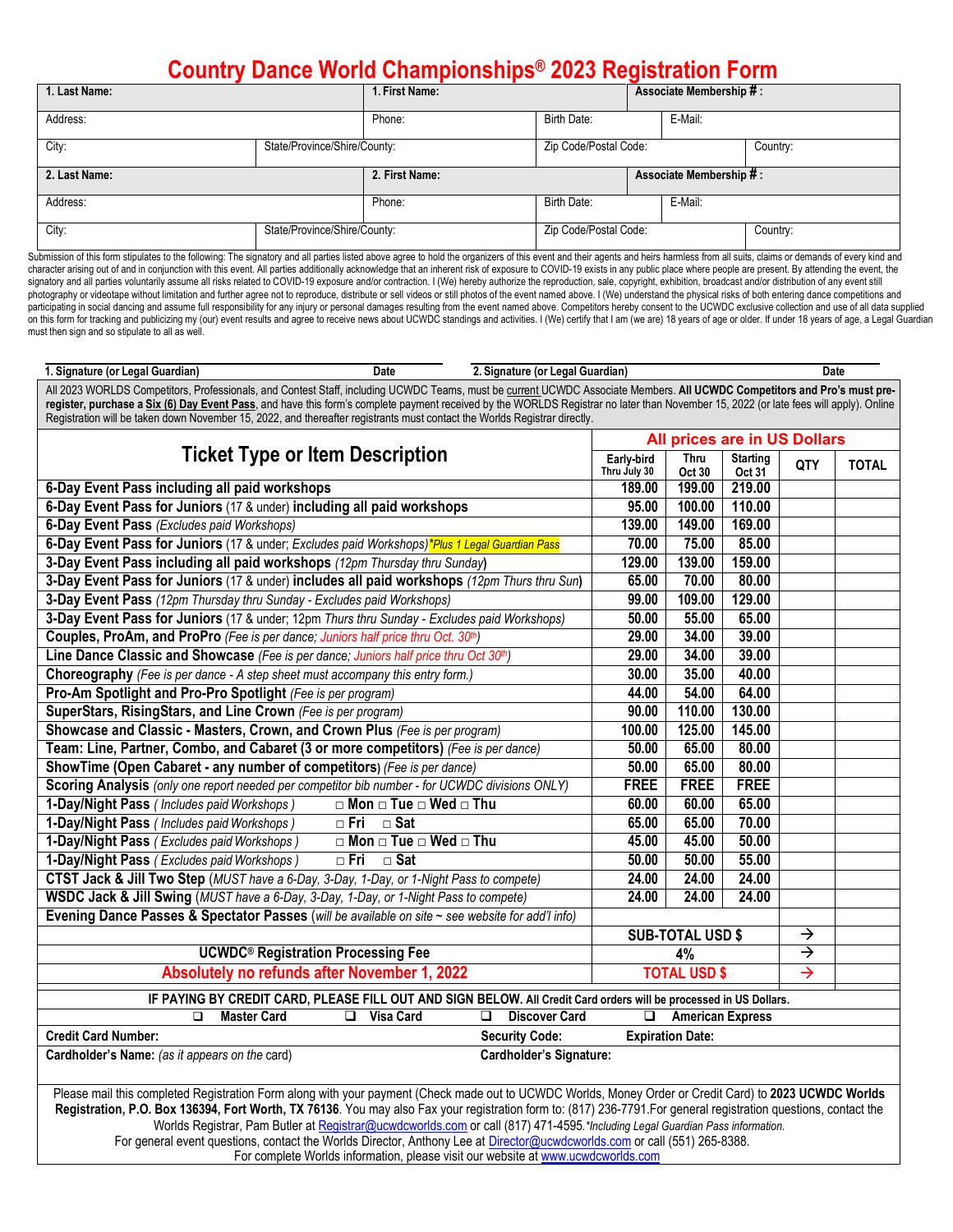# Country Dance World Championships® 2023 Registration Form

| 1. Last Name: | | 1. First Name: | | Associate Membership #: | |
|---|---|---|---|---|---|
| Address: | | Phone: | Birth Date: | E-Mail: | |
| City: | State/Province/Shire/County: | | Zip Code/Postal Code: | | Country: |
| 2. Last Name: | | 2. First Name: | | Associate Membership #: | |
| Address: | | Phone: | Birth Date: | E-Mail: | |
| City: | State/Province/Shire/County: | | Zip Code/Postal Code: | | Country: |

Submission of this form stipulates to the following: The signatory and all parties listed above agree to hold the organizers of this event and their agents and heirs harmless from all suits, claims or demands of every kind and character arising out of and in conjunction with this event. All parties additionally acknowledge that an inherent risk of exposure to COVID-19 exists in any public place where people are present. By attending the event, the signatory and all parties voluntarily assume all risks related to COVID-19 exposure and/or contraction. I (We) hereby authorize the reproduction, sale, copyright, exhibition, broadcast and/or distribution of any event still photography or videotape without limitation and further agree not to reproduce, distribute or sell videos or still photos of the event named above. I (We) understand the physical risks of both entering dance competitions and participating in social dancing and assume full responsibility for any injury or personal damages resulting from the event named above. Competitors hereby consent to the UCWDC exclusive collection and use of all data supplied on this form for tracking and publicizing my (our) event results and agree to receive news about UCWDC standings and activities. I (We) certify that I am (we are) 18 years of age or older. If under 18 years of age, a Legal Guardian must then sign and so stipulate to all as well.

**1. Signature (or Legal Guardian)** ______ **Date** ______ **2. Signature (or Legal Guardian)** ______ **Date** ______

All 2023 WORLDS Competitors, Professionals, and Contest Staff, including UCWDC Teams, must be current UCWDC Associate Members. **All UCWDC Competitors and Pro's must pre-register, purchase a Six (6) Day Event Pass**, and have this form's complete payment received by the WORLDS Registrar no later than November 15, 2022 (or late fees will apply). Online Registration will be taken down November 15, 2022, and thereafter registrants must contact the Worlds Registrar directly.

| Ticket Type or Item Description | All prices are in US Dollars | | | | |
|---|---|---|---|---|---|
| | Early-bird Thru July 30 | Thru Oct 30 | Starting Oct 31 | QTY | TOTAL |
| **6-Day Event Pass including all paid workshops** | 189.00 | 199.00 | 219.00 | | |
| **6-Day Event Pass for Juniors** (17 & under) **including all paid workshops** | 95.00 | 100.00 | 110.00 | | |
| **6-Day Event Pass** *(Excludes paid Workshops)* | 139.00 | 149.00 | 169.00 | | |
| **6-Day Event Pass for Juniors** (17 & under; *Excludes paid Workshops)\*Plus 1 Legal Guardian Pass* | 70.00 | 75.00 | 85.00 | | |
| **3-Day Event Pass including all paid workshops** *(12pm Thursday thru Sunday)* | 129.00 | 139.00 | 159.00 | | |
| **3-Day Event Pass for Juniors** (17 & under) **includes all paid workshops** *(12pm Thurs thru Sun)* | 65.00 | 70.00 | 80.00 | | |
| **3-Day Event Pass** *(12pm Thursday thru Sunday - Excludes paid Workshops)* | 99.00 | 109.00 | 129.00 | | |
| **3-Day Event Pass for Juniors** *(17 & under; 12pm Thurs thru Sunday - Excludes paid Workshops)* | 50.00 | 55.00 | 65.00 | | |
| **Couples, ProAm, and ProPro** *(Fee is per dance; Juniors half price thru Oct. 30th)* | 29.00 | 34.00 | 39.00 | | |
| **Line Dance Classic and Showcase** *(Fee is per dance; Juniors half price thru Oct 30th)* | 29.00 | 34.00 | 39.00 | | |
| **Choreography** *(Fee is per dance - A step sheet must accompany this entry form.)* | 30.00 | 35.00 | 40.00 | | |
| **Pro-Am Spotlight and Pro-Pro Spotlight** *(Fee is per program)* | 44.00 | 54.00 | 64.00 | | |
| **SuperStars, RisingStars, and Line Crown** *(Fee is per program)* | 90.00 | 110.00 | 130.00 | | |
| **Showcase and Classic - Masters, Crown, and Crown Plus** *(Fee is per program)* | 100.00 | 125.00 | 145.00 | | |
| **Team: Line, Partner, Combo, and Cabaret (3 or more competitors)** *(Fee is per dance)* | 50.00 | 65.00 | 80.00 | | |
| **ShowTime (Open Cabaret - any number of competitors)** *(Fee is per dance)* | 50.00 | 65.00 | 80.00 | | |
| **Scoring Analysis** *(only one report needed per competitor bib number - for UCWDC divisions ONLY)* | FREE | FREE | FREE | | |
| **1-Day/Night Pass** *( Includes paid Workshops )* □ Mon □ Tue □ Wed □ Thu | 60.00 | 60.00 | 65.00 | | |
| **1-Day/Night Pass** *( Includes paid Workshops )* □ Fri □ Sat | 65.00 | 65.00 | 70.00 | | |
| **1-Day/Night Pass** *( Excludes paid Workshops )* □ Mon □ Tue □ Wed □ Thu | 45.00 | 45.00 | 50.00 | | |
| **1-Day/Night Pass** *( Excludes paid Workshops )* □ Fri □ Sat | 50.00 | 50.00 | 55.00 | | |
| **CTST Jack & Jill Two Step** *(MUST have a 6-Day, 3-Day, 1-Day, or 1-Night Pass to compete)* | 24.00 | 24.00 | 24.00 | | |
| **WSDC Jack & Jill Swing** *(MUST have a 6-Day, 3-Day, 1-Day, or 1-Night Pass to compete)* | 24.00 | 24.00 | 24.00 | | |
| **Evening Dance Passes & Spectator Passes** *(will be available on site ~ see website for add'l info)* | | | | | |
| | **SUB-TOTAL USD $** | | | → | |
| **UCWDC® Registration Processing Fee** | 4% | | | → | |
| **Absolutely no refunds after November 1, 2022** | **TOTAL USD $** | | | → | |

**IF PAYING BY CREDIT CARD, PLEASE FILL OUT AND SIGN BELOW.** All Credit Card orders will be processed in US Dollars.

❑ Master Card ❑ Visa Card ❑ Discover Card ❑ American Express

**Credit Card Number:** **Security Code:** **Expiration Date:**

**Cardholder's Name:** (as it appears on the card) **Cardholder's Signature:**

Please mail this completed Registration Form along with your payment (Check made out to UCWDC Worlds, Money Order or Credit Card) to **2023 UCWDC Worlds Registration, P.O. Box 136394, Fort Worth, TX 76136**. You may also Fax your registration form to: (817) 236-7791.For general registration questions, contact the Worlds Registrar, Pam Butler at Registrar@ucwdcworlds.com or call (817) 471-4595.*\*Including Legal Guardian Pass information.*
For general event questions, contact the Worlds Director, Anthony Lee at Director@ucwdcworlds.com or call (551) 265-8388.
For complete Worlds information, please visit our website at www.ucwdcworlds.com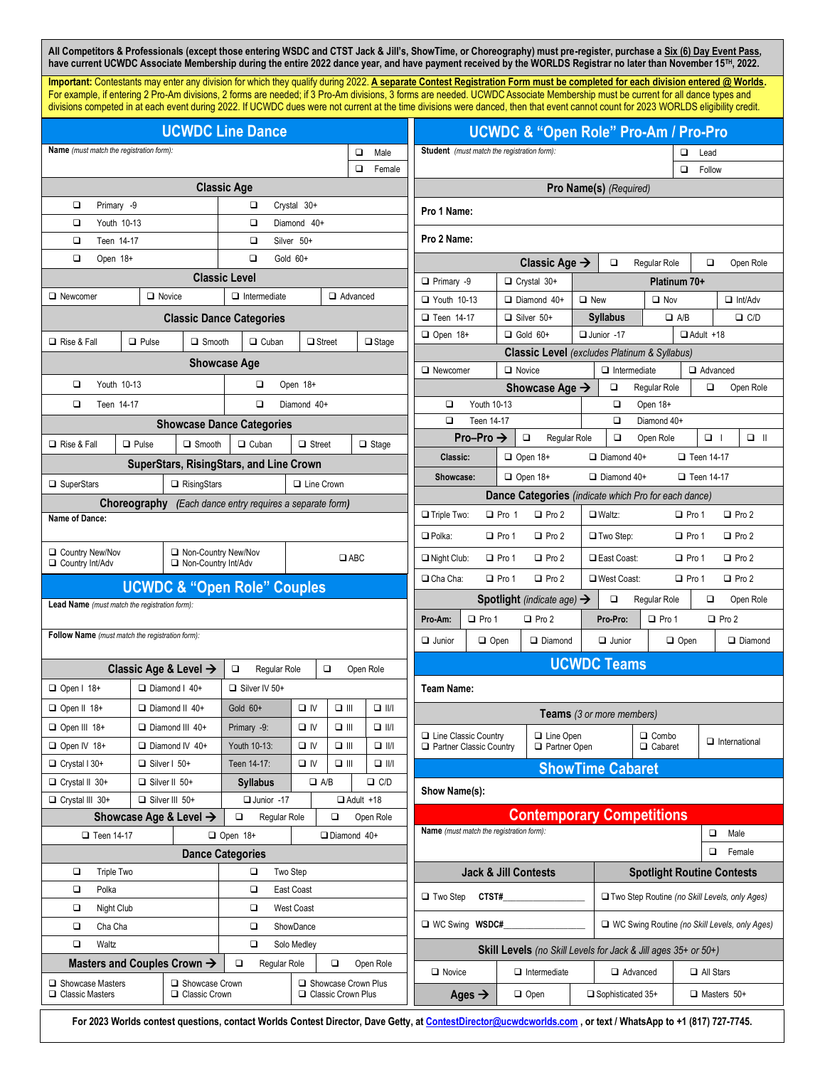**All Competitors & Professionals (except those entering WSDC and CTST Jack & Jill's, ShowTime, or Choreography) must pre-register, purchase a Six (6) Day Event Pass, have current UCWDC Associate Membership during the entire 2022 dance year, and have payment received by the WORLDS Registrar no later than November 15TH, 2022.**

**Important:** Contestants may enter any division for which they qualify during 2022. **A separate Contest Registration Form must be completed for each division entered @ Worlds.** For example, if entering 2 Pro-Am divisions, 2 forms are needed; if 3 Pro-Am divisions, 3 forms are needed. UCWDC Associate Membership must be current for all dance types and divisions competed in at each event during 2022. If UCWDC dues were not current at the time divisions were danced, then that event cannot count for 2023 WORLDS eligibility credit.

## UCWDC Line Dance

**Name** *(must match the registration form):* ❑ Male ❑ Female

**Classic Age**

| | |
|---|---|
| ❑ Primary -9 | ❑ Crystal 30+ |
| ❑ Youth 10-13 | ❑ Diamond 40+ |
| ❑ Teen 14-17 | ❑ Silver 50+ |
| ❑ Open 18+ | ❑ Gold 60+ |

**Classic Level**

❑ Newcomer ❑ Novice ❑ Intermediate ❑ Advanced

**Classic Dance Categories**

❑ Rise & Fall ❑ Pulse ❑ Smooth ❑ Cuban ❑ Street ❑ Stage

**Showcase Age**

| | |
|---|---|
| ❑ Youth 10-13 | ❑ Open 18+ |
| ❑ Teen 14-17 | ❑ Diamond 40+ |

**Showcase Dance Categories**

❑ Rise & Fall ❑ Pulse ❑ Smooth ❑ Cuban ❑ Street ❑ Stage

**SuperStars, RisingStars, and Line Crown**

❑ SuperStars ❑ RisingStars ❑ Line Crown

**Choreography** *(Each dance entry requires a separate form)*

**Name of Dance:**

| | | |
|---|---|---|
| ❑ Country New/Nov<br>❑ Country Int/Adv | ❑ Non-Country New/Nov<br>❑ Non-Country Int/Adv | ❑ ABC |

## UCWDC & "Open Role" Couples

**Lead Name** *(must match the registration form):*

**Follow Name** *(must match the registration form):*

| Classic Age & Level → | | ❑ Regular Role | | ❑ Open Role | |
|---|---|---|---|---|---|
| ❑ Open I 18+ | ❑ Diamond I 40+ | ❑ Silver IV 50+ | | | |
| ❑ Open II 18+ | ❑ Diamond II 40+ | Gold 60+ | ❑ IV | ❑ III | ❑ II/I |
| ❑ Open III 18+ | ❑ Diamond III 40+ | Primary -9: | ❑ IV | ❑ III | ❑ II/I |
| ❑ Open IV 18+ | ❑ Diamond IV 40+ | Youth 10-13: | ❑ IV | ❑ III | ❑ II/I |
| ❑ Crystal I 30+ | ❑ Silver I 50+ | Teen 14-17: | ❑ IV | ❑ III | ❑ II/I |
| ❑ Crystal II 30+ | ❑ Silver II 50+ | **Syllabus** | ❑ A/B | | ❑ C/D |
| ❑ Crystal III 30+ | ❑ Silver III 50+ | ❑ Junior -17 | | ❑ Adult +18 | |

**Showcase Age & Level →** ❑ Regular Role ❑ Open Role

❑ Teen 14-17 ❑ Open 18+ ❑ Diamond 40+

**Dance Categories**

| | |
|---|---|
| ❑ Triple Two | ❑ Two Step |
| ❑ Polka | ❑ East Coast |
| ❑ Night Club | ❑ West Coast |
| ❑ Cha Cha | ❑ ShowDance |
| ❑ Waltz | ❑ Solo Medley |

**Masters and Couples Crown →** ❑ Regular Role ❑ Open Role

| | | |
|---|---|---|
| ❑ Showcase Masters<br>❑ Classic Masters | ❑ Showcase Crown<br>❑ Classic Crown | ❑ Showcase Crown Plus<br>❑ Classic Crown Plus |

## UCWDC & "Open Role" Pro-Am / Pro-Pro

**Student** *(must match the registration form):* ❑ Lead ❑ Follow

**Pro Name(s)** *(Required)*

**Pro 1 Name:**

**Pro 2 Name:**

**Classic Age →** ❑ Regular Role ❑ Open Role

| | | | | |
|---|---|---|---|---|
| ❑ Primary -9 | ❑ Crystal 30+ | **Platinum 70+** | | |
| ❑ Youth 10-13 | ❑ Diamond 40+ | ❑ New | ❑ Nov | ❑ Int/Adv |
| ❑ Teen 14-17 | ❑ Silver 50+ | **Syllabus** | ❑ A/B | ❑ C/D |
| ❑ Open 18+ | ❑ Gold 60+ | ❑ Junior -17 | ❑ Adult +18 | |

**Classic Level** *(excludes Platinum & Syllabus)*

❑ Newcomer ❑ Novice ❑ Intermediate ❑ Advanced

**Showcase Age →** ❑ Regular Role ❑ Open Role

| | |
|---|---|
| ❑ Youth 10-13 | ❑ Open 18+ |
| ❑ Teen 14-17 | ❑ Diamond 40+ |

**Pro–Pro →** ❑ Regular Role ❑ Open Role ❑ I ❑ II

| | | | |
|---|---|---|---|
| **Classic:** | ❑ Open 18+ | ❑ Diamond 40+ | ❑ Teen 14-17 |
| **Showcase:** | ❑ Open 18+ | ❑ Diamond 40+ | ❑ Teen 14-17 |

**Dance Categories** *(indicate which Pro for each dance)*

| | | | | | |
|---|---|---|---|---|---|
| ❑ Triple Two: | ❑ Pro 1 | ❑ Pro 2 | ❑ Waltz: | ❑ Pro 1 | ❑ Pro 2 |
| ❑ Polka: | ❑ Pro 1 | ❑ Pro 2 | ❑ Two Step: | ❑ Pro 1 | ❑ Pro 2 |
| ❑ Night Club: | ❑ Pro 1 | ❑ Pro 2 | ❑ East Coast: | ❑ Pro 1 | ❑ Pro 2 |
| ❑ Cha Cha: | ❑ Pro 1 | ❑ Pro 2 | ❑ West Coast: | ❑ Pro 1 | ❑ Pro 2 |

**Spotlight** *(indicate age)* **→** ❑ Regular Role ❑ Open Role

| | | | | | |
|---|---|---|---|---|---|
| **Pro-Am:** | ❑ Pro 1 | ❑ Pro 2 | **Pro-Pro:** | ❑ Pro 1 | ❑ Pro 2 |
| ❑ Junior | ❑ Open | ❑ Diamond | ❑ Junior | ❑ Open | ❑ Diamond |

## UCWDC Teams

**Team Name:**

**Teams** *(3 or more members)*

| | | | |
|---|---|---|---|
| ❑ Line Classic Country<br>❑ Partner Classic Country | ❑ Line Open<br>❑ Partner Open | ❑ Combo<br>❑ Cabaret | ❑ International |

## ShowTime Cabaret

**Show Name(s):**

## Contemporary Competitions

**Name** *(must match the registration form):* ❑ Male ❑ Female

| **Jack & Jill Contests** | **Spotlight Routine Contests** |
|---|---|
| ❑ Two Step **CTST#**\_\_\_\_\_\_\_\_\_\_ | ❑ Two Step Routine *(no Skill Levels, only Ages)* |
| ❑ WC Swing **WSDC#**\_\_\_\_\_\_\_\_\_\_ | ❑ WC Swing Routine *(no Skill Levels, only Ages)* |

**Skill Levels** *(no Skill Levels for Jack & Jill ages 35+ or 50+)*

❑ Novice ❑ Intermediate ❑ Advanced ❑ All Stars

**Ages →** ❑ Open ❑ Sophisticated 35+ ❑ Masters 50+

**For 2023 Worlds contest questions, contact Worlds Contest Director, Dave Getty, at ContestDirector@ucwdcworlds.com , or text / WhatsApp to +1 (817) 727-7745.**